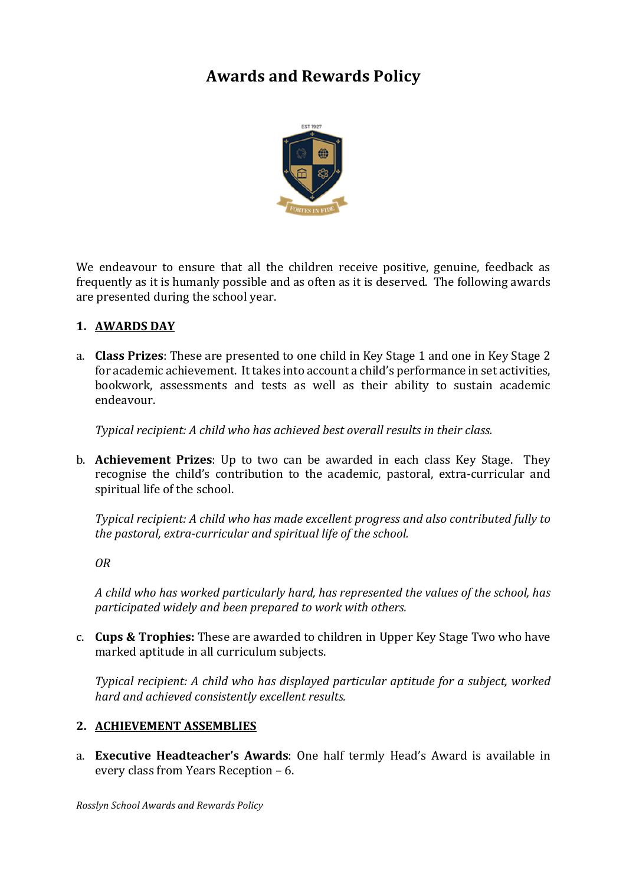# Awards and Rewards Policy

We endeavour to ensure that all the children receive positive, genuine, feedback as frequently as it is humanly possible and as often as it is deserved. The following awards are presented during the school year.

## 1. AWARDS DAY

a. **Class Prizes**: These are presented to one child in Key Stage 1 and one in Key Stage 2 for academic achievement. It takes into account a child's performance in set activities, bookwork, assessments and tests as well as their ability to sustain academic endeavour.

   *Typical recipient: A child who has achieved best overall results in their class.*

b. **Achievement Prizes**: Up to two can be awarded in each class Key Stage. They recognise the child's contribution to the academic, pastoral, extra-curricular and spiritual life of the school.

   *Typical recipient: A child who has made excellent progress and also contributed fully to the pastoral, extra-curricular and spiritual life of the school.*

   *OR*

   *A child who has worked particularly hard, has represented the values of the school, has participated widely and been prepared to work with others.*

c. **Cups & Trophies:** These are awarded to children in Upper Key Stage Two who have marked aptitude in all curriculum subjects.

   *Typical recipient: A child who has displayed particular aptitude for a subject, worked hard and achieved consistently excellent results.*

## 2. ACHIEVEMENT ASSEMBLIES

a. **Executive Headteacher's Awards**: One half termly Head's Award is available in every class from Years Reception – 6.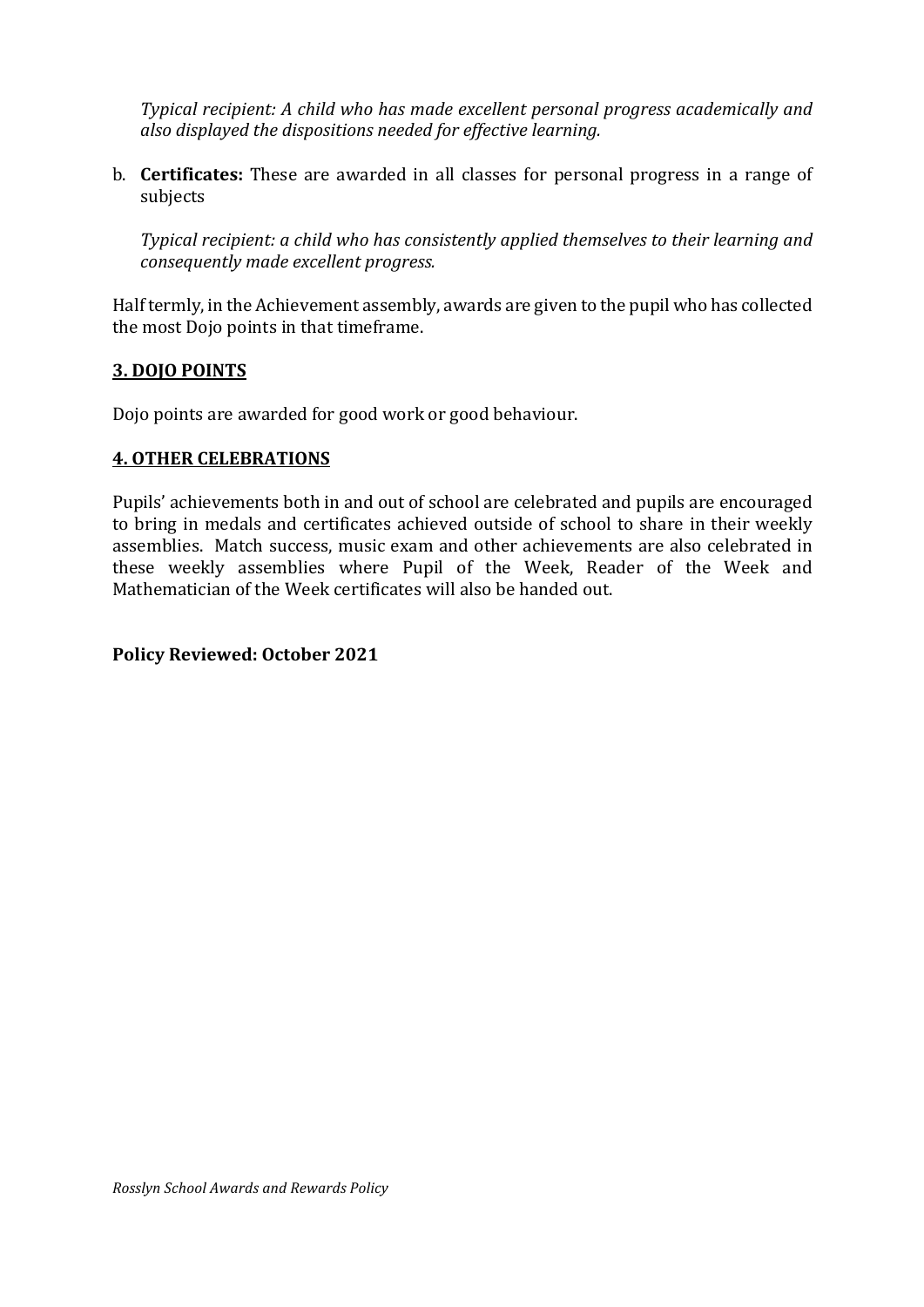*Typical recipient: A child who has made excellent personal progress academically and also displayed the dispositions needed for effective learning.*

b. **Certificates:** These are awarded in all classes for personal progress in a range of subjects

   *Typical recipient: a child who has consistently applied themselves to their learning and consequently made excellent progress.*

Half termly, in the Achievement assembly, awards are given to the pupil who has collected the most Dojo points in that timeframe.

## 3. DOJO POINTS

Dojo points are awarded for good work or good behaviour.

## 4. OTHER CELEBRATIONS

Pupils' achievements both in and out of school are celebrated and pupils are encouraged to bring in medals and certificates achieved outside of school to share in their weekly assemblies. Match success, music exam and other achievements are also celebrated in these weekly assemblies where Pupil of the Week, Reader of the Week and Mathematician of the Week certificates will also be handed out.

**Policy Reviewed: October 2021**